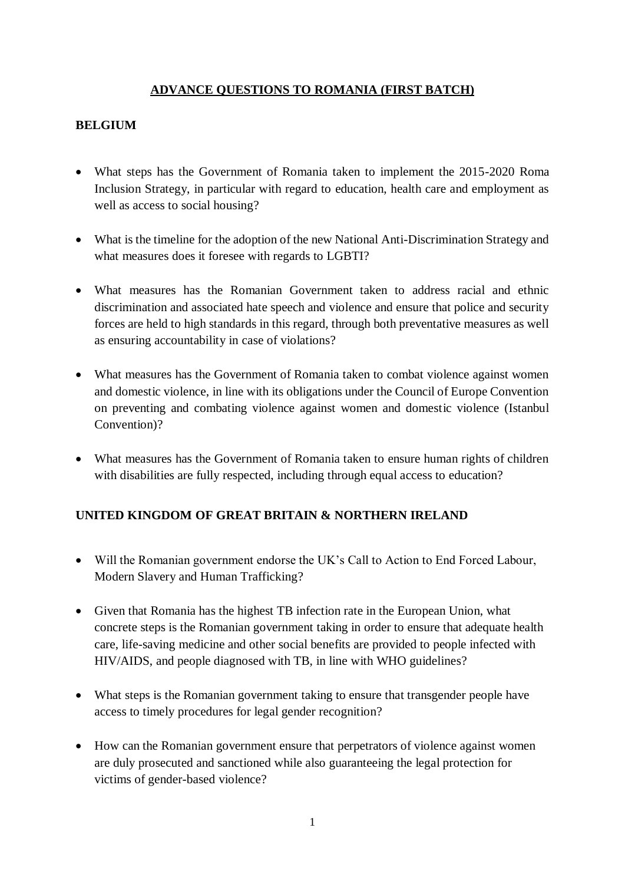# ADVANCE QUESTIONS TO ROMANIA (FIRST BATCH)

## BELGIUM

- What steps has the Government of Romania taken to implement the 2015-2020 Roma Inclusion Strategy, in particular with regard to education, health care and employment as well as access to social housing?

- What is the timeline for the adoption of the new National Anti-Discrimination Strategy and what measures does it foresee with regards to LGBTI?

- What measures has the Romanian Government taken to address racial and ethnic discrimination and associated hate speech and violence and ensure that police and security forces are held to high standards in this regard, through both preventative measures as well as ensuring accountability in case of violations?

- What measures has the Government of Romania taken to combat violence against women and domestic violence, in line with its obligations under the Council of Europe Convention on preventing and combating violence against women and domestic violence (Istanbul Convention)?

- What measures has the Government of Romania taken to ensure human rights of children with disabilities are fully respected, including through equal access to education?

## UNITED KINGDOM OF GREAT BRITAIN & NORTHERN IRELAND

- Will the Romanian government endorse the UK's Call to Action to End Forced Labour, Modern Slavery and Human Trafficking?

- Given that Romania has the highest TB infection rate in the European Union, what concrete steps is the Romanian government taking in order to ensure that adequate health care, life-saving medicine and other social benefits are provided to people infected with HIV/AIDS, and people diagnosed with TB, in line with WHO guidelines?

- What steps is the Romanian government taking to ensure that transgender people have access to timely procedures for legal gender recognition?

- How can the Romanian government ensure that perpetrators of violence against women are duly prosecuted and sanctioned while also guaranteeing the legal protection for victims of gender-based violence?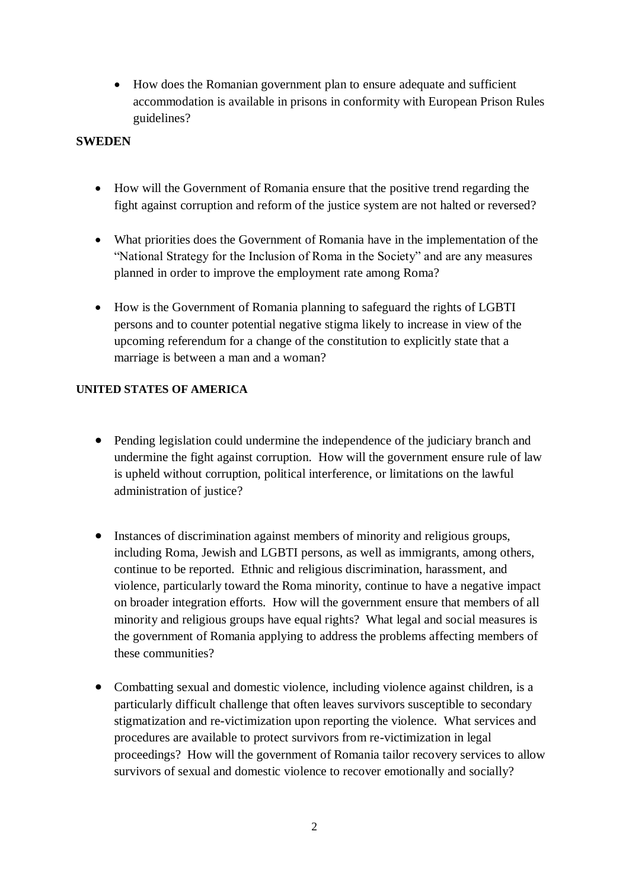- How does the Romanian government plan to ensure adequate and sufficient accommodation is available in prisons in conformity with European Prison Rules guidelines?

**SWEDEN**

- How will the Government of Romania ensure that the positive trend regarding the fight against corruption and reform of the justice system are not halted or reversed?

- What priorities does the Government of Romania have in the implementation of the "National Strategy for the Inclusion of Roma in the Society" and are any measures planned in order to improve the employment rate among Roma?

- How is the Government of Romania planning to safeguard the rights of LGBTI persons and to counter potential negative stigma likely to increase in view of the upcoming referendum for a change of the constitution to explicitly state that a marriage is between a man and a woman?

**UNITED STATES OF AMERICA**

- Pending legislation could undermine the independence of the judiciary branch and undermine the fight against corruption. How will the government ensure rule of law is upheld without corruption, political interference, or limitations on the lawful administration of justice?

- Instances of discrimination against members of minority and religious groups, including Roma, Jewish and LGBTI persons, as well as immigrants, among others, continue to be reported. Ethnic and religious discrimination, harassment, and violence, particularly toward the Roma minority, continue to have a negative impact on broader integration efforts. How will the government ensure that members of all minority and religious groups have equal rights? What legal and social measures is the government of Romania applying to address the problems affecting members of these communities?

- Combatting sexual and domestic violence, including violence against children, is a particularly difficult challenge that often leaves survivors susceptible to secondary stigmatization and re-victimization upon reporting the violence. What services and procedures are available to protect survivors from re-victimization in legal proceedings? How will the government of Romania tailor recovery services to allow survivors of sexual and domestic violence to recover emotionally and socially?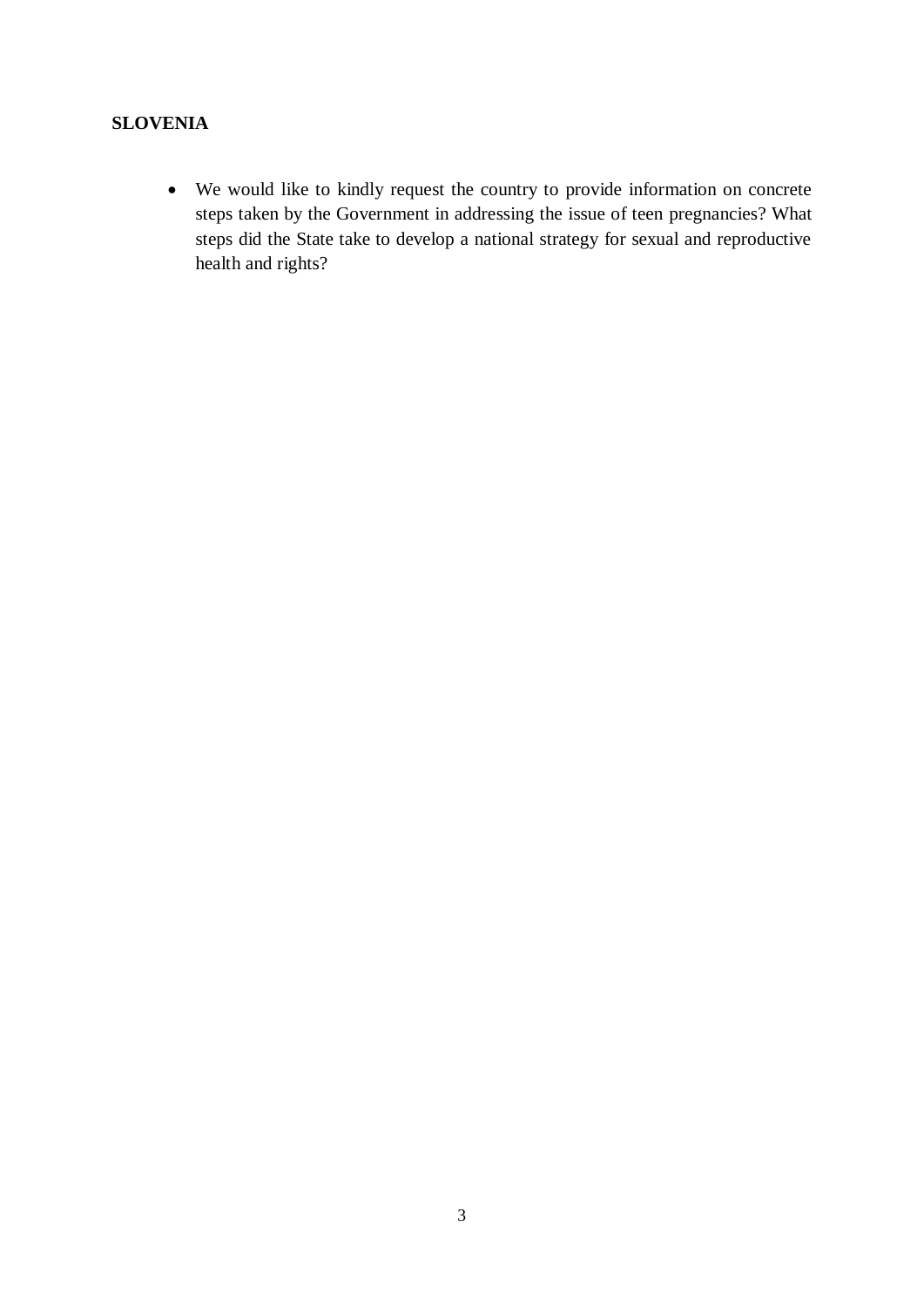**SLOVENIA**

- We would like to kindly request the country to provide information on concrete steps taken by the Government in addressing the issue of teen pregnancies? What steps did the State take to develop a national strategy for sexual and reproductive health and rights?